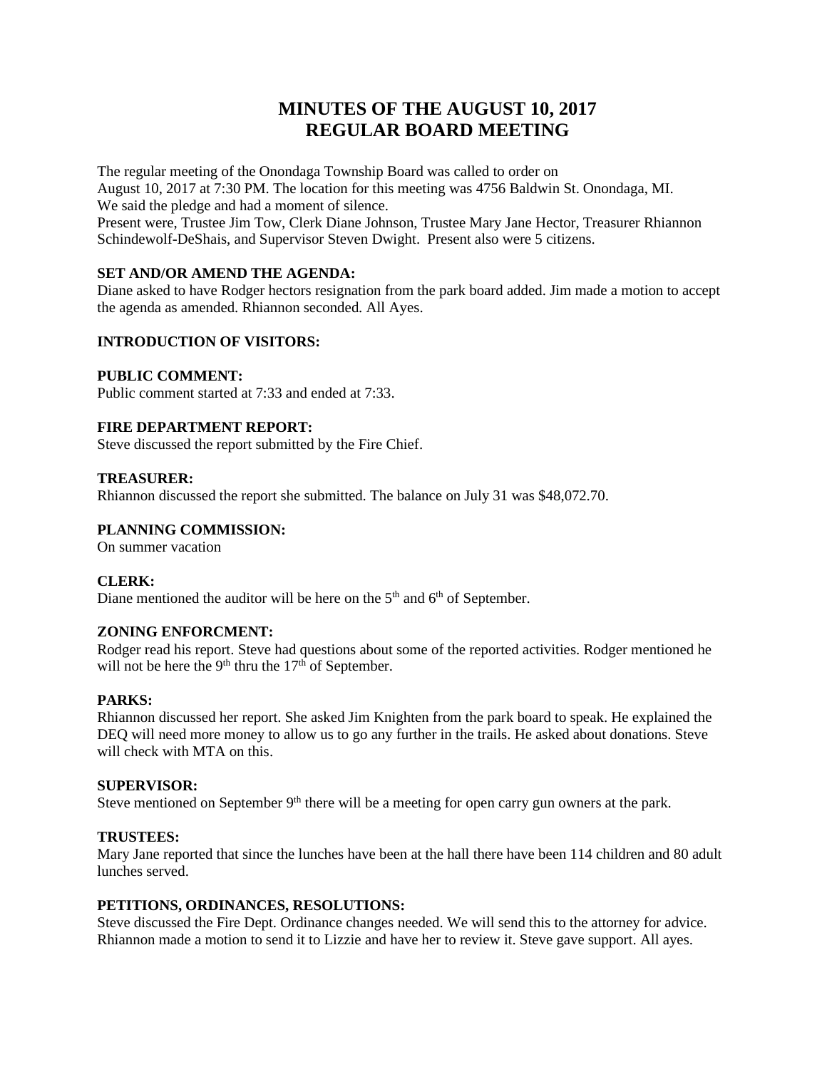# MINUTES OF THE AUGUST 10, 2017
# REGULAR BOARD MEETING

The regular meeting of the Onondaga Township Board was called to order on
August 10, 2017 at 7:30 PM. The location for this meeting was 4756 Baldwin St. Onondaga, MI.
We said the pledge and had a moment of silence.
Present were, Trustee Jim Tow, Clerk Diane Johnson, Trustee Mary Jane Hector, Treasurer Rhiannon Schindewolf-DeShais, and Supervisor Steven Dwight. Present also were 5 citizens.

**SET AND/OR AMEND THE AGENDA:**
Diane asked to have Rodger hectors resignation from the park board added. Jim made a motion to accept the agenda as amended. Rhiannon seconded. All Ayes.

**INTRODUCTION OF VISITORS:**

**PUBLIC COMMENT:**
Public comment started at 7:33 and ended at 7:33.

**FIRE DEPARTMENT REPORT:**
Steve discussed the report submitted by the Fire Chief.

**TREASURER:**
Rhiannon discussed the report she submitted. The balance on July 31 was $48,072.70.

**PLANNING COMMISSION:**
On summer vacation

**CLERK:**
Diane mentioned the auditor will be here on the 5th and 6th of September.

**ZONING ENFORCMENT:**
Rodger read his report. Steve had questions about some of the reported activities. Rodger mentioned he will not be here the 9th thru the 17th of September.

**PARKS:**
Rhiannon discussed her report. She asked Jim Knighten from the park board to speak. He explained the DEQ will need more money to allow us to go any further in the trails. He asked about donations. Steve will check with MTA on this.

**SUPERVISOR:**
Steve mentioned on September 9th there will be a meeting for open carry gun owners at the park.

**TRUSTEES:**
Mary Jane reported that since the lunches have been at the hall there have been 114 children and 80 adult lunches served.

**PETITIONS, ORDINANCES, RESOLUTIONS:**
Steve discussed the Fire Dept. Ordinance changes needed. We will send this to the attorney for advice. Rhiannon made a motion to send it to Lizzie and have her to review it. Steve gave support. All ayes.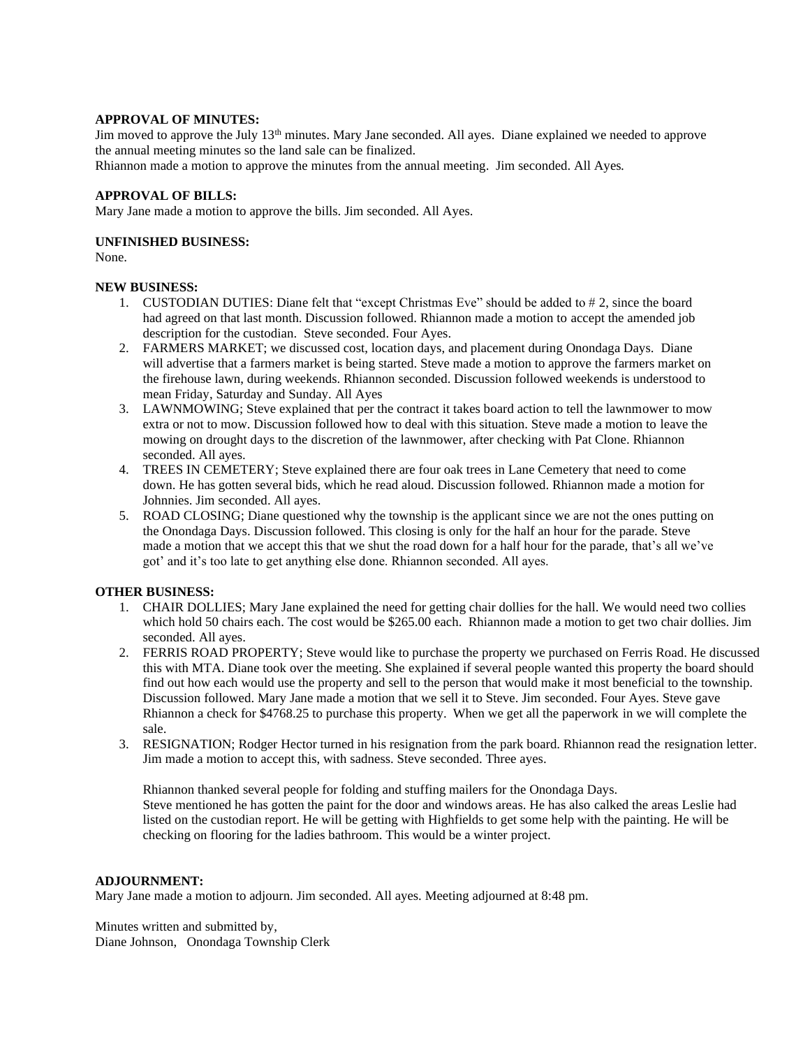**APPROVAL OF MINUTES:**

Jim moved to approve the July 13th minutes. Mary Jane seconded. All ayes. Diane explained we needed to approve the annual meeting minutes so the land sale can be finalized.

Rhiannon made a motion to approve the minutes from the annual meeting. Jim seconded. All Ayes.

**APPROVAL OF BILLS:**

Mary Jane made a motion to approve the bills. Jim seconded. All Ayes.

**UNFINISHED BUSINESS:**

None.

**NEW BUSINESS:**

1. CUSTODIAN DUTIES: Diane felt that "except Christmas Eve" should be added to # 2, since the board had agreed on that last month. Discussion followed. Rhiannon made a motion to accept the amended job description for the custodian. Steve seconded. Four Ayes.
2. FARMERS MARKET; we discussed cost, location days, and placement during Onondaga Days. Diane will advertise that a farmers market is being started. Steve made a motion to approve the farmers market on the firehouse lawn, during weekends. Rhiannon seconded. Discussion followed weekends is understood to mean Friday, Saturday and Sunday. All Ayes
3. LAWNMOWING; Steve explained that per the contract it takes board action to tell the lawnmower to mow extra or not to mow. Discussion followed how to deal with this situation. Steve made a motion to leave the mowing on drought days to the discretion of the lawnmower, after checking with Pat Clone. Rhiannon seconded. All ayes.
4. TREES IN CEMETERY; Steve explained there are four oak trees in Lane Cemetery that need to come down. He has gotten several bids, which he read aloud. Discussion followed. Rhiannon made a motion for Johnnies. Jim seconded. All ayes.
5. ROAD CLOSING; Diane questioned why the township is the applicant since we are not the ones putting on the Onondaga Days. Discussion followed. This closing is only for the half an hour for the parade. Steve made a motion that we accept this that we shut the road down for a half hour for the parade, that's all we've got' and it's too late to get anything else done. Rhiannon seconded. All ayes.

**OTHER BUSINESS:**

1. CHAIR DOLLIES; Mary Jane explained the need for getting chair dollies for the hall. We would need two collies which hold 50 chairs each. The cost would be $265.00 each. Rhiannon made a motion to get two chair dollies. Jim seconded. All ayes.
2. FERRIS ROAD PROPERTY; Steve would like to purchase the property we purchased on Ferris Road. He discussed this with MTA. Diane took over the meeting. She explained if several people wanted this property the board should find out how each would use the property and sell to the person that would make it most beneficial to the township. Discussion followed. Mary Jane made a motion that we sell it to Steve. Jim seconded. Four Ayes. Steve gave Rhiannon a check for $4768.25 to purchase this property. When we get all the paperwork in we will complete the sale.
3. RESIGNATION; Rodger Hector turned in his resignation from the park board. Rhiannon read the resignation letter. Jim made a motion to accept this, with sadness. Steve seconded. Three ayes.

   Rhiannon thanked several people for folding and stuffing mailers for the Onondaga Days.
   Steve mentioned he has gotten the paint for the door and windows areas. He has also calked the areas Leslie had listed on the custodian report. He will be getting with Highfields to get some help with the painting. He will be checking on flooring for the ladies bathroom. This would be a winter project.

**ADJOURNMENT:**

Mary Jane made a motion to adjourn. Jim seconded. All ayes. Meeting adjourned at 8:48 pm.

Minutes written and submitted by,
Diane Johnson, Onondaga Township Clerk